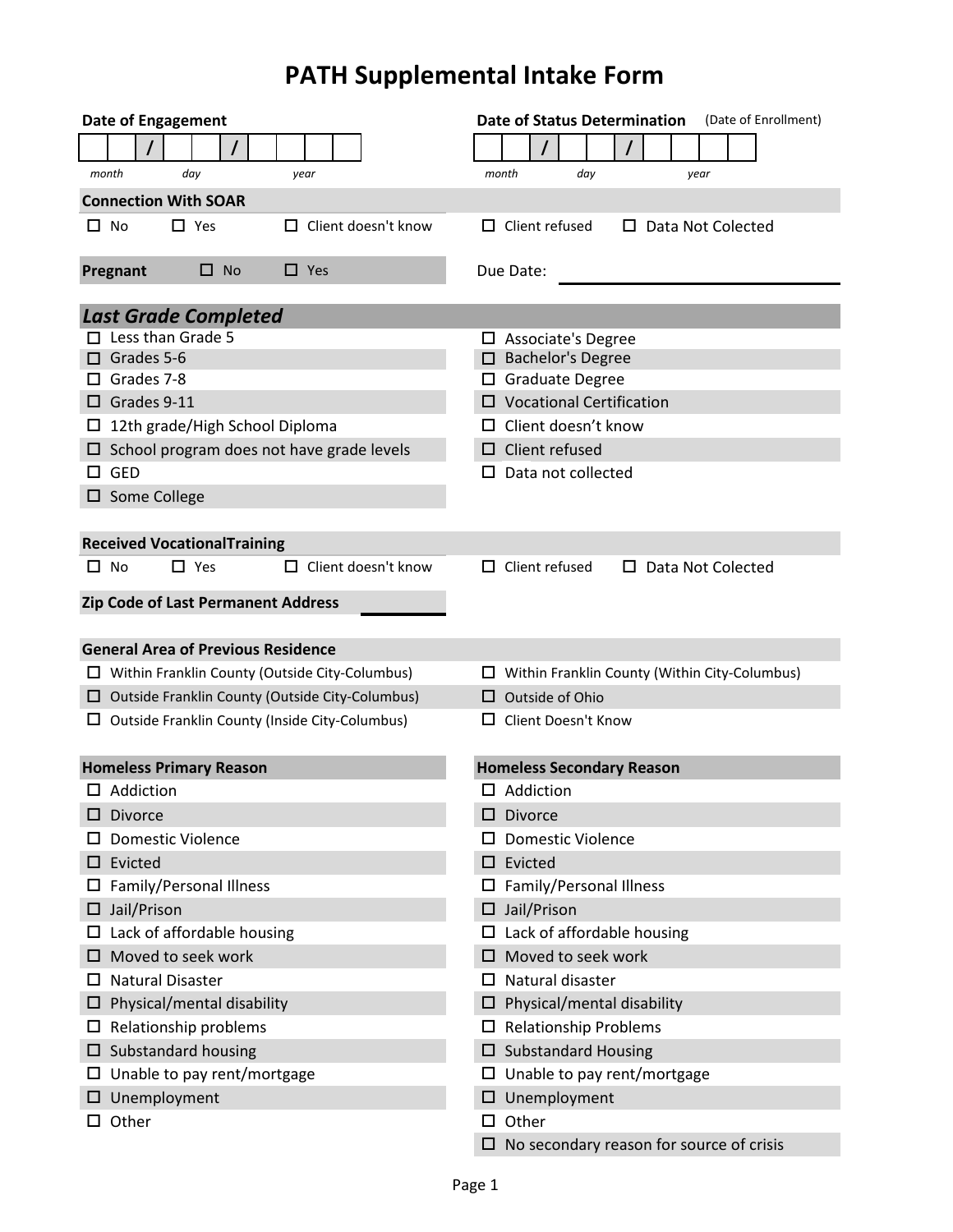# PATH Supplemental Intake Form

**Date of Engagement**

| / | / |
|---|---|

month day year

**Date of Status Determination** (Date of Enrollment)

| / | / |
|---|---|

month day year

**Connection With SOAR**

☐ No ☐ Yes ☐ Client doesn't know ☐ Client refused ☐ Data Not Colected

**Pregnant** ☐ No ☐ Yes

Due Date: ____________________

## *Last Grade Completed*

- ☐ Less than Grade 5
- ☐ Grades 5-6
- ☐ Grades 7-8
- ☐ Grades 9-11
- ☐ 12th grade/High School Diploma
- ☐ School program does not have grade levels
- ☐ GED
- ☐ Some College
- ☐ Associate's Degree
- ☐ Bachelor's Degree
- ☐ Graduate Degree
- ☐ Vocational Certification
- ☐ Client doesn't know
- ☐ Client refused
- ☐ Data not collected

**Received VocationalTraining**

☐ No ☐ Yes ☐ Client doesn't know ☐ Client refused ☐ Data Not Colected

**Zip Code of Last Permanent Address** ____________

**General Area of Previous Residence**

- ☐ Within Franklin County (Outside City-Columbus)
- ☐ Outside Franklin County (Outside City-Columbus)
- ☐ Outside Franklin County (Inside City-Columbus)
- ☐ Within Franklin County (Within City-Columbus)
- ☐ Outside of Ohio
- ☐ Client Doesn't Know

| Homeless Primary Reason | Homeless Secondary Reason |
|---|---|
| ☐ Addiction | ☐ Addiction |
| ☐ Divorce | ☐ Divorce |
| ☐ Domestic Violence | ☐ Domestic Violence |
| ☐ Evicted | ☐ Evicted |
| ☐ Family/Personal Illness | ☐ Family/Personal Illness |
| ☐ Jail/Prison | ☐ Jail/Prison |
| ☐ Lack of affordable housing | ☐ Lack of affordable housing |
| ☐ Moved to seek work | ☐ Moved to seek work |
| ☐ Natural Disaster | ☐ Natural disaster |
| ☐ Physical/mental disability | ☐ Physical/mental disability |
| ☐ Relationship problems | ☐ Relationship Problems |
| ☐ Substandard housing | ☐ Substandard Housing |
| ☐ Unable to pay rent/mortgage | ☐ Unable to pay rent/mortgage |
| ☐ Unemployment | ☐ Unemployment |
| ☐ Other | ☐ Other |
| | ☐ No secondary reason for source of crisis |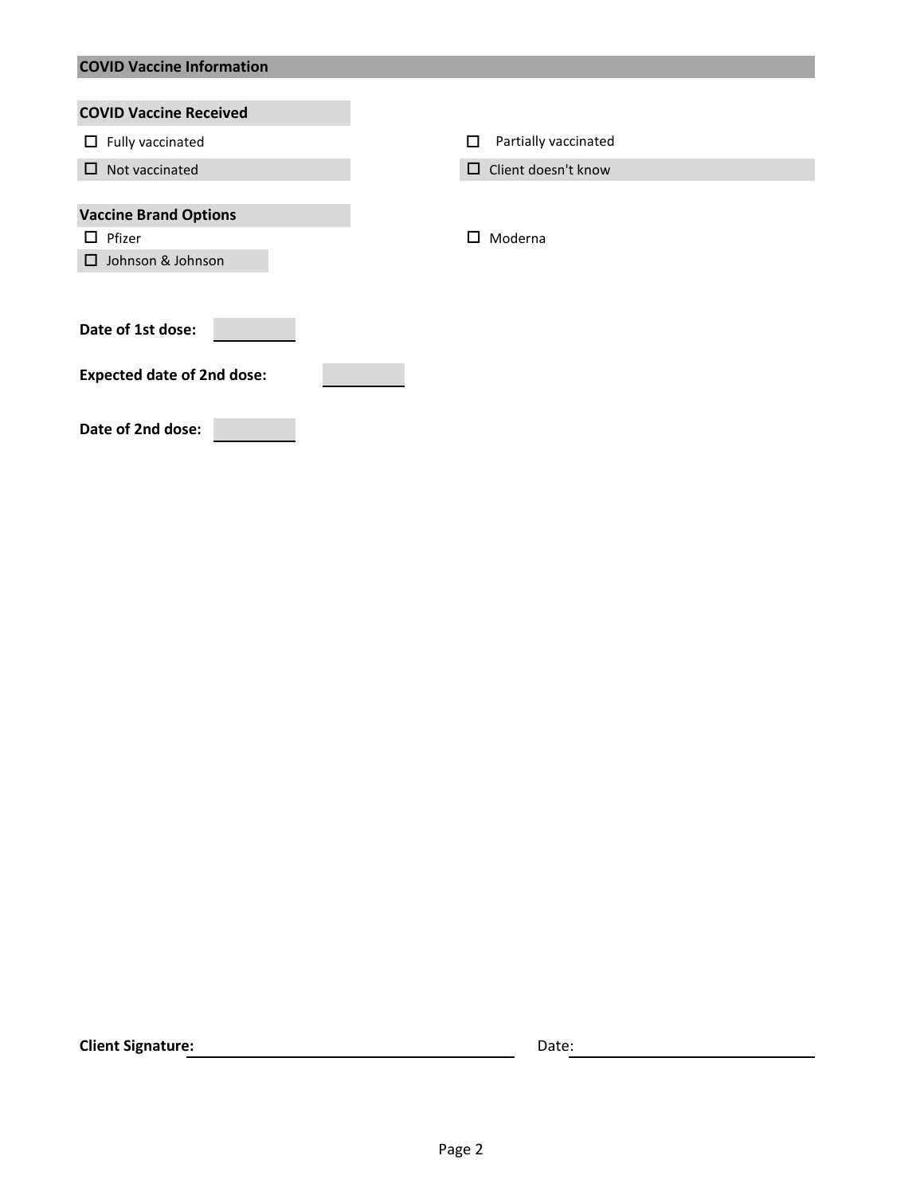## COVID Vaccine Information

### COVID Vaccine Received

- ☐ Fully vaccinated
- ☐ Partially vaccinated
- ☐ Not vaccinated
- ☐ Client doesn't know

### Vaccine Brand Options

- ☐ Pfizer
- ☐ Moderna
- ☐ Johnson & Johnson

**Date of 1st dose:** ____________

**Expected date of 2nd dose:** ____________

**Date of 2nd dose:** ____________

**Client Signature:** ______________________________ Date: ______________________